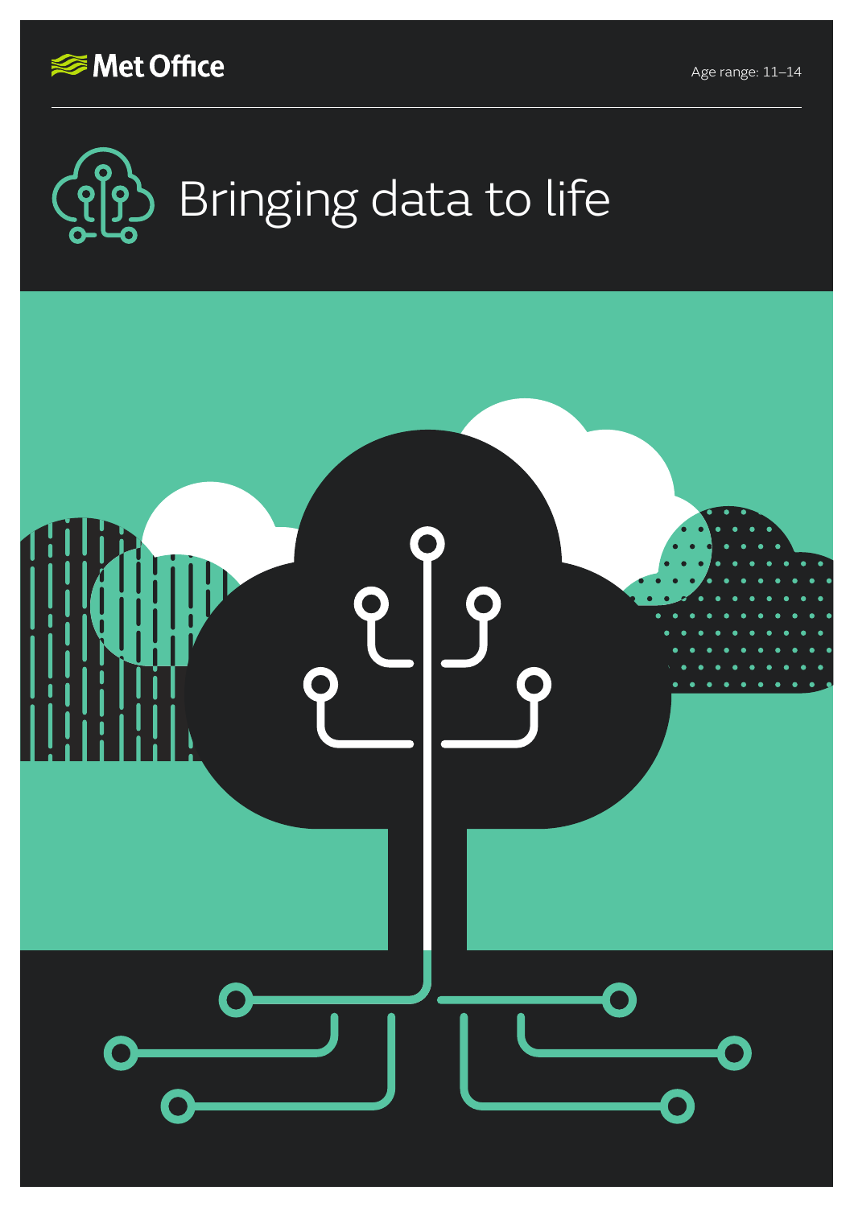Met Office

Age range: 11–14

# Bringing data to life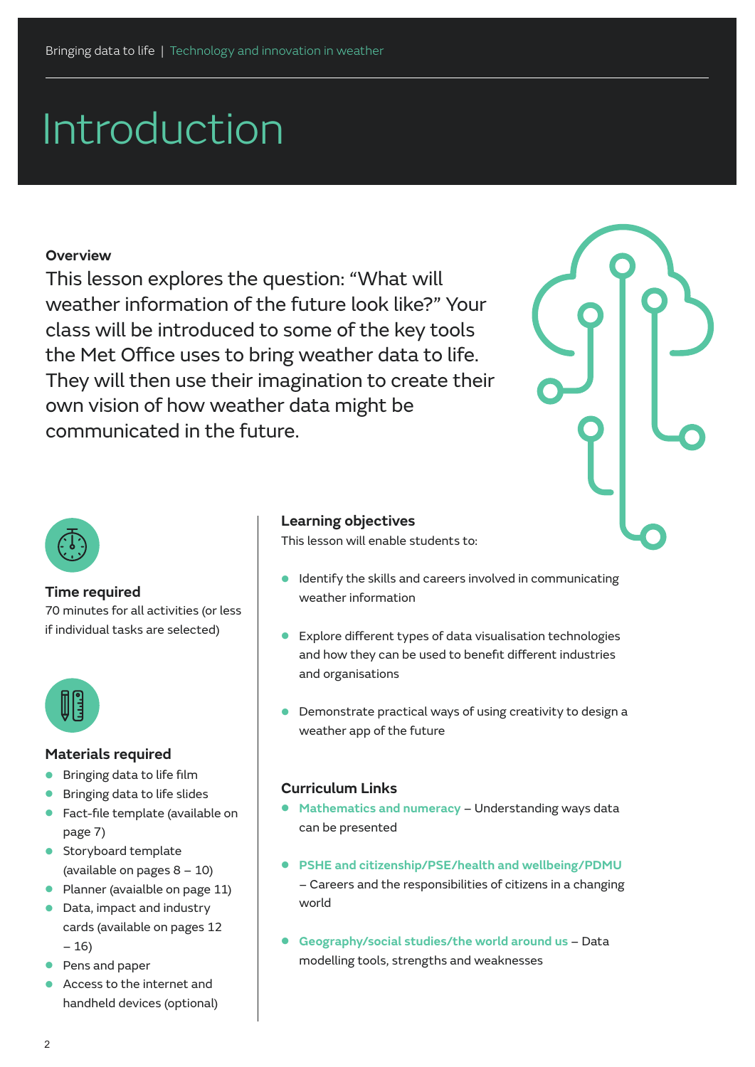# Introduction

**Overview**

This lesson explores the question: "What will weather information of the future look like?" Your class will be introduced to some of the key tools the Met Office uses to bring weather data to life. They will then use their imagination to create their own vision of how weather data might be communicated in the future.

### Time required

70 minutes for all activities (or less if individual tasks are selected)

### Materials required

- Bringing data to life film
- Bringing data to life slides
- Fact-file template (available on page 7)
- Storyboard template (available on pages 8 – 10)
- Planner (avaialble on page 11)
- Data, impact and industry cards (available on pages 12 – 16)
- Pens and paper
- Access to the internet and handheld devices (optional)

### Learning objectives

This lesson will enable students to:

- Identify the skills and careers involved in communicating weather information
- Explore different types of data visualisation technologies and how they can be used to benefit different industries and organisations
- Demonstrate practical ways of using creativity to design a weather app of the future

### Curriculum Links

- **Mathematics and numeracy** – Understanding ways data can be presented
- **PSHE and citizenship/PSE/health and wellbeing/PDMU** – Careers and the responsibilities of citizens in a changing world
- **Geography/social studies/the world around us** – Data modelling tools, strengths and weaknesses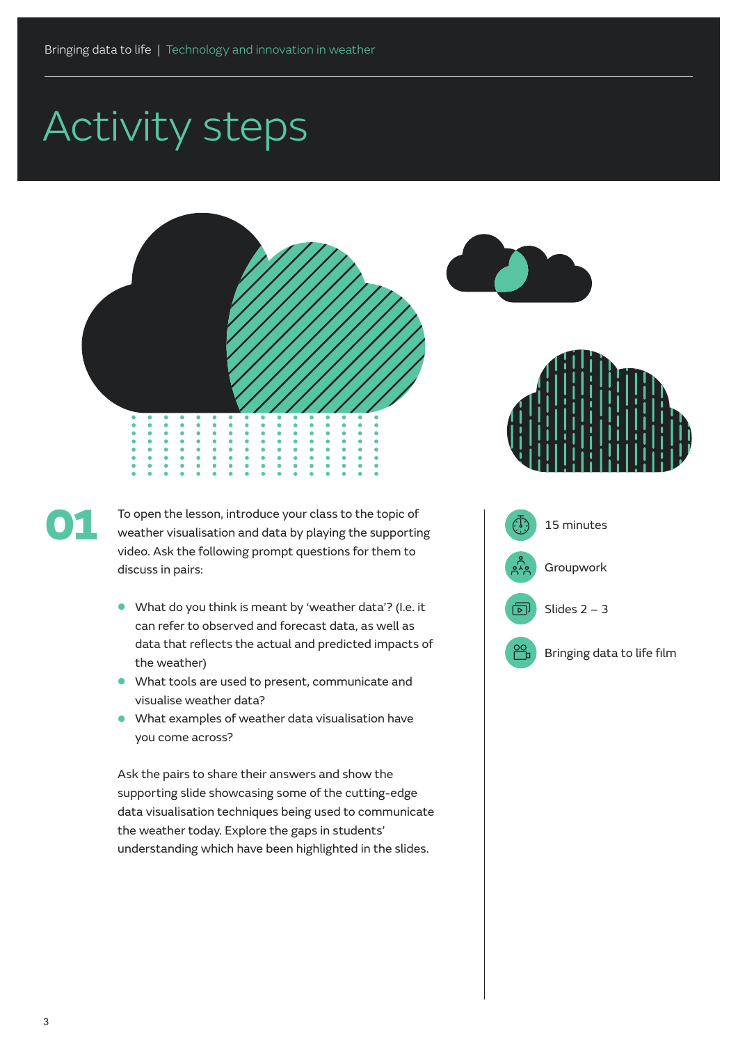# Activity steps

**01**

To open the lesson, introduce your class to the topic of weather visualisation and data by playing the supporting video. Ask the following prompt questions for them to discuss in pairs:

- What do you think is meant by 'weather data'? (I.e. it can refer to observed and forecast data, as well as data that reflects the actual and predicted impacts of the weather)
- What tools are used to present, communicate and visualise weather data?
- What examples of weather data visualisation have you come across?

Ask the pairs to share their answers and show the supporting slide showcasing some of the cutting-edge data visualisation techniques being used to communicate the weather today. Explore the gaps in students' understanding which have been highlighted in the slides.

- 15 minutes
- Groupwork
- Slides 2 – 3
- Bringing data to life film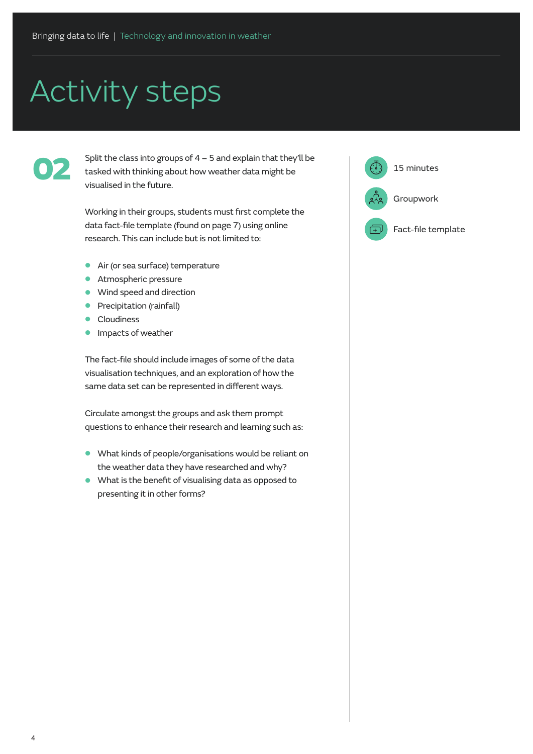# Activity steps

**02**

Split the class into groups of 4 – 5 and explain that they'll be tasked with thinking about how weather data might be visualised in the future.

Working in their groups, students must first complete the data fact-file template (found on page 7) using online research. This can include but is not limited to:

- Air (or sea surface) temperature
- Atmospheric pressure
- Wind speed and direction
- Precipitation (rainfall)
- Cloudiness
- Impacts of weather

The fact-file should include images of some of the data visualisation techniques, and an exploration of how the same data set can be represented in different ways.

Circulate amongst the groups and ask them prompt questions to enhance their research and learning such as:

- What kinds of people/organisations would be reliant on the weather data they have researched and why?
- What is the benefit of visualising data as opposed to presenting it in other forms?

15 minutes

Groupwork

Fact-file template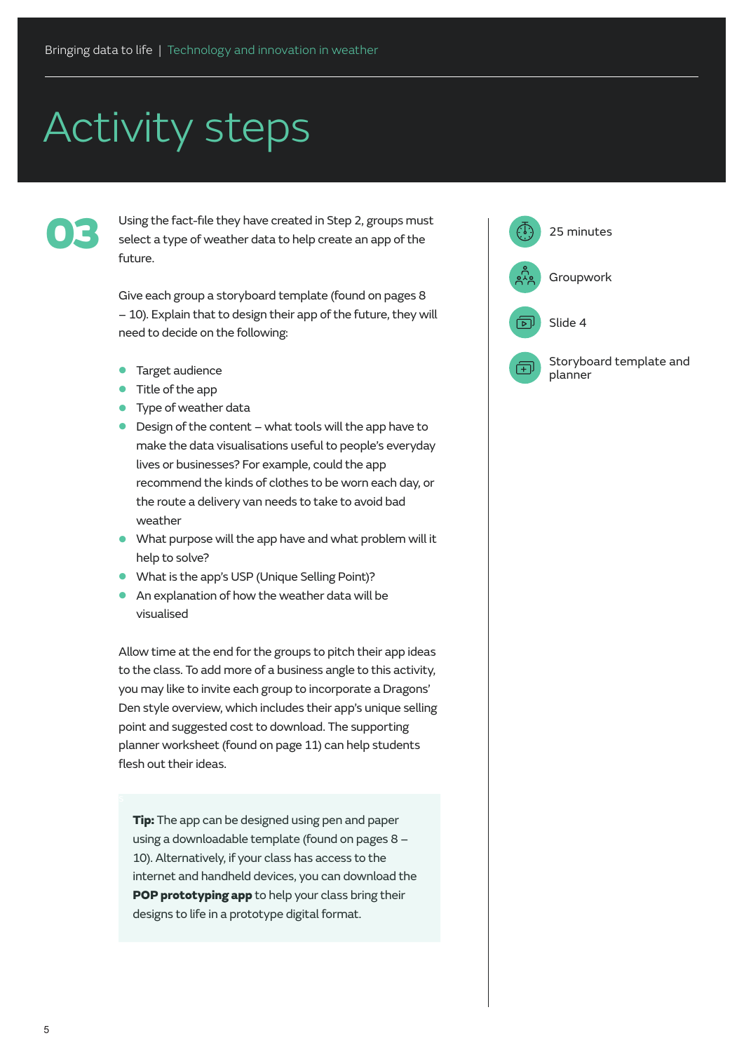# Activity steps

## 03

Using the fact-file they have created in Step 2, groups must select a type of weather data to help create an app of the future.

Give each group a storyboard template (found on pages 8 – 10). Explain that to design their app of the future, they will need to decide on the following:

- Target audience
- Title of the app
- Type of weather data
- Design of the content – what tools will the app have to make the data visualisations useful to people's everyday lives or businesses? For example, could the app recommend the kinds of clothes to be worn each day, or the route a delivery van needs to take to avoid bad weather
- What purpose will the app have and what problem will it help to solve?
- What is the app's USP (Unique Selling Point)?
- An explanation of how the weather data will be visualised

Allow time at the end for the groups to pitch their app ideas to the class. To add more of a business angle to this activity, you may like to invite each group to incorporate a Dragons' Den style overview, which includes their app's unique selling point and suggested cost to download. The supporting planner worksheet (found on page 11) can help students flesh out their ideas.

> **Tip:** The app can be designed using pen and paper using a downloadable template (found on pages 8 – 10). Alternatively, if your class has access to the internet and handheld devices, you can download the **POP prototyping app** to help your class bring their designs to life in a prototype digital format.

- 25 minutes
- Groupwork
- Slide 4
- Storyboard template and planner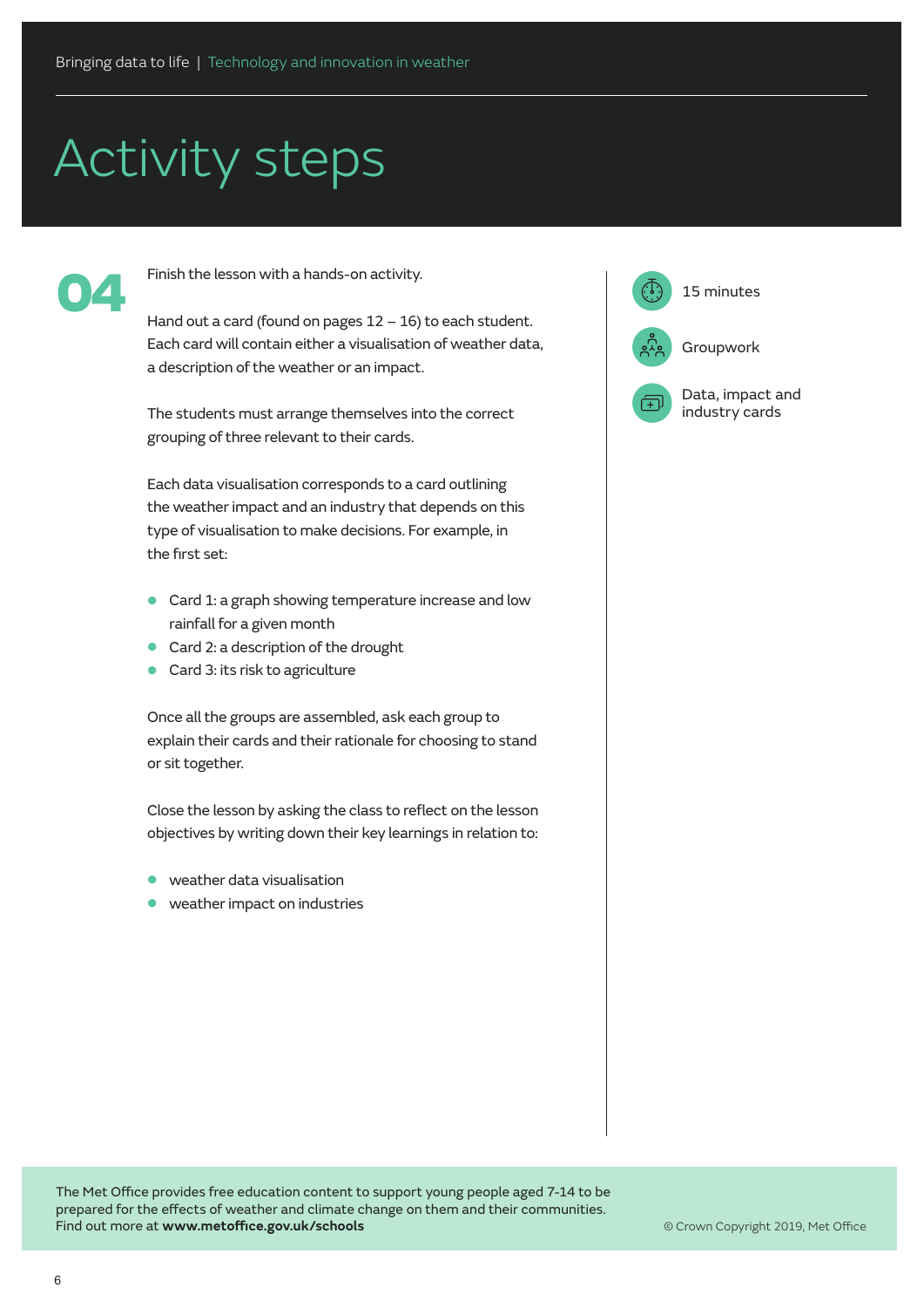# Activity steps

## 04

Finish the lesson with a hands-on activity.

Hand out a card (found on pages 12 – 16) to each student. Each card will contain either a visualisation of weather data, a description of the weather or an impact.

The students must arrange themselves into the correct grouping of three relevant to their cards.

Each data visualisation corresponds to a card outlining the weather impact and an industry that depends on this type of visualisation to make decisions. For example, in the first set:

- Card 1: a graph showing temperature increase and low rainfall for a given month
- Card 2: a description of the drought
- Card 3: its risk to agriculture

Once all the groups are assembled, ask each group to explain their cards and their rationale for choosing to stand or sit together.

Close the lesson by asking the class to reflect on the lesson objectives by writing down their key learnings in relation to:

- weather data visualisation
- weather impact on industries

15 minutes

Groupwork

Data, impact and industry cards

The Met Office provides free education content to support young people aged 7-14 to be prepared for the effects of weather and climate change on them and their communities. Find out more at **www.metoffice.gov.uk/schools**

© Crown Copyright 2019, Met Office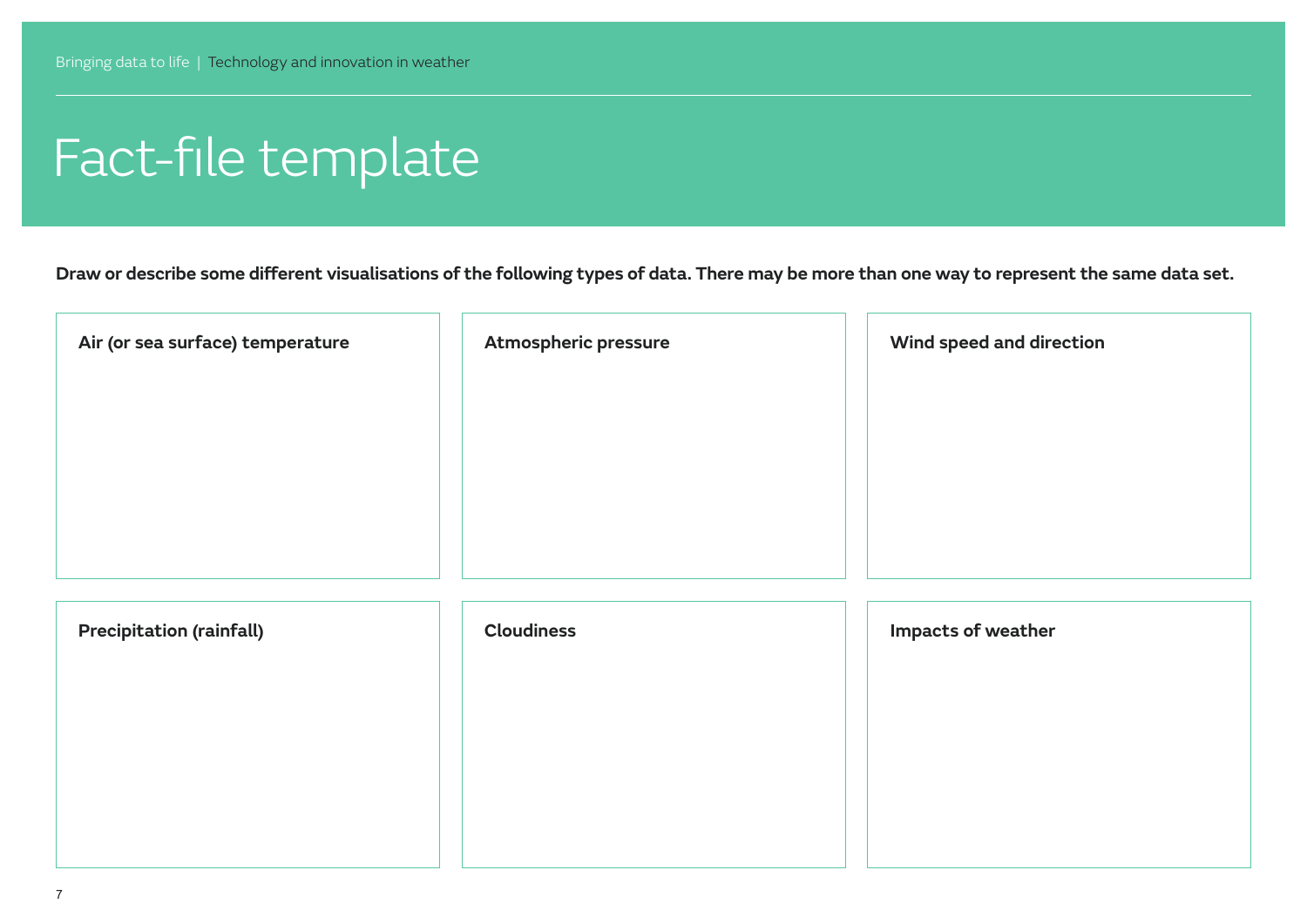# Fact-file template

**Draw or describe some different visualisations of the following types of data. There may be more than one way to represent the same data set.**

| **Air (or sea surface) temperature** | **Atmospheric pressure** | **Wind speed and direction** |
| --- | --- | --- |
| | | |

| **Precipitation (rainfall)** | **Cloudiness** | **Impacts of weather** |
| --- | --- | --- |
| | | |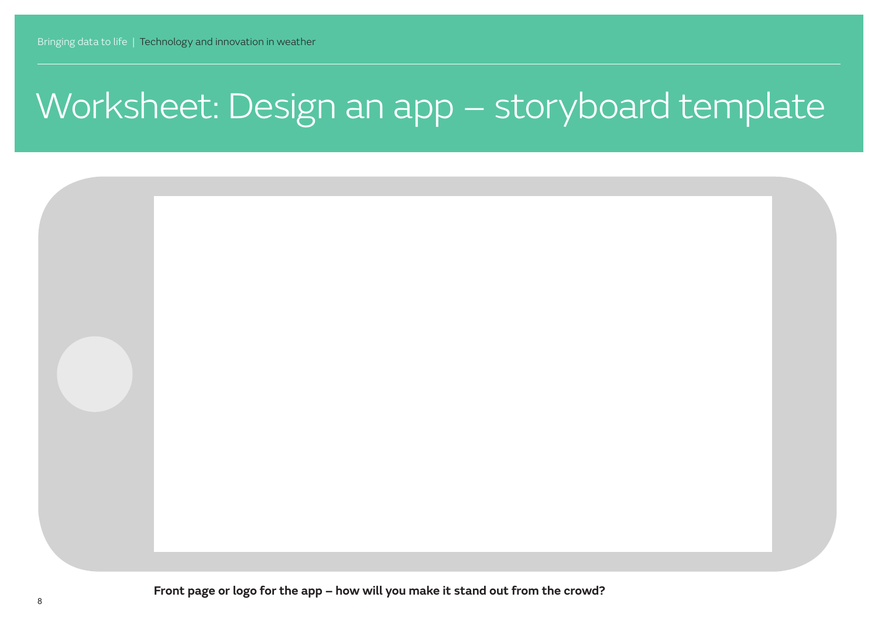# Worksheet: Design an app – storyboard template

**Front page or logo for the app – how will you make it stand out from the crowd?**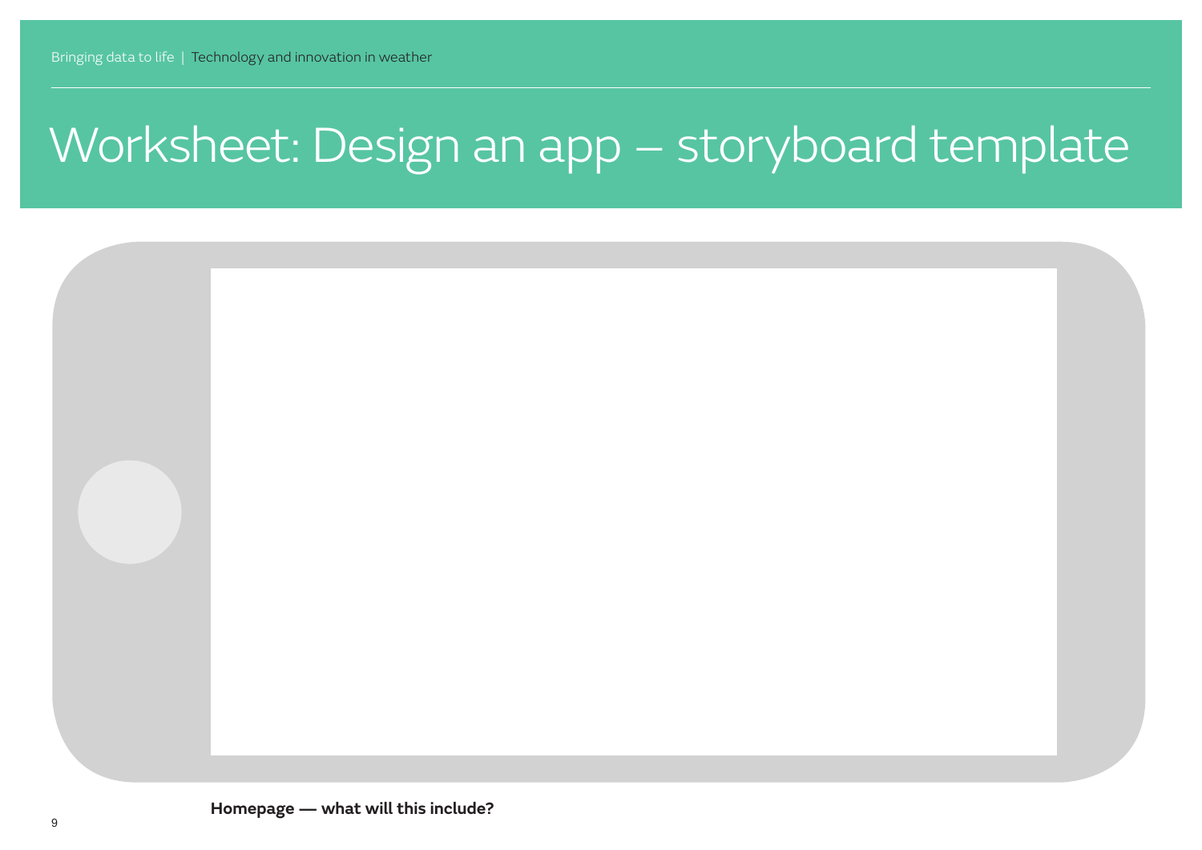# Worksheet: Design an app – storyboard template

**Homepage — what will this include?**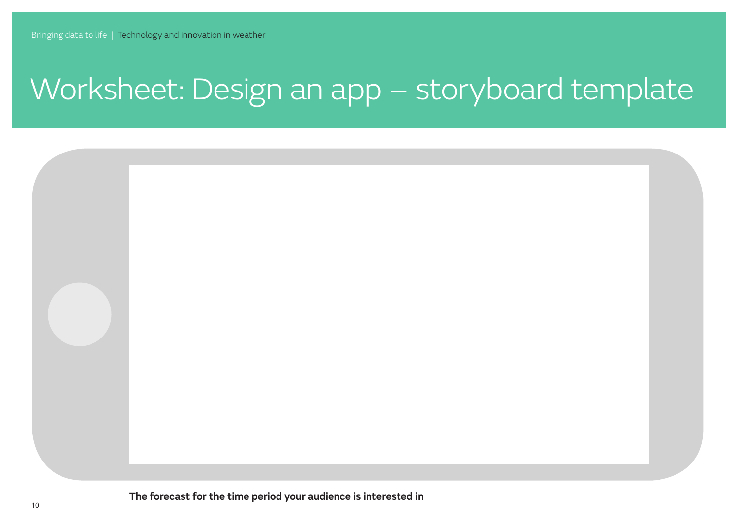# Worksheet: Design an app – storyboard template

**The forecast for the time period your audience is interested in**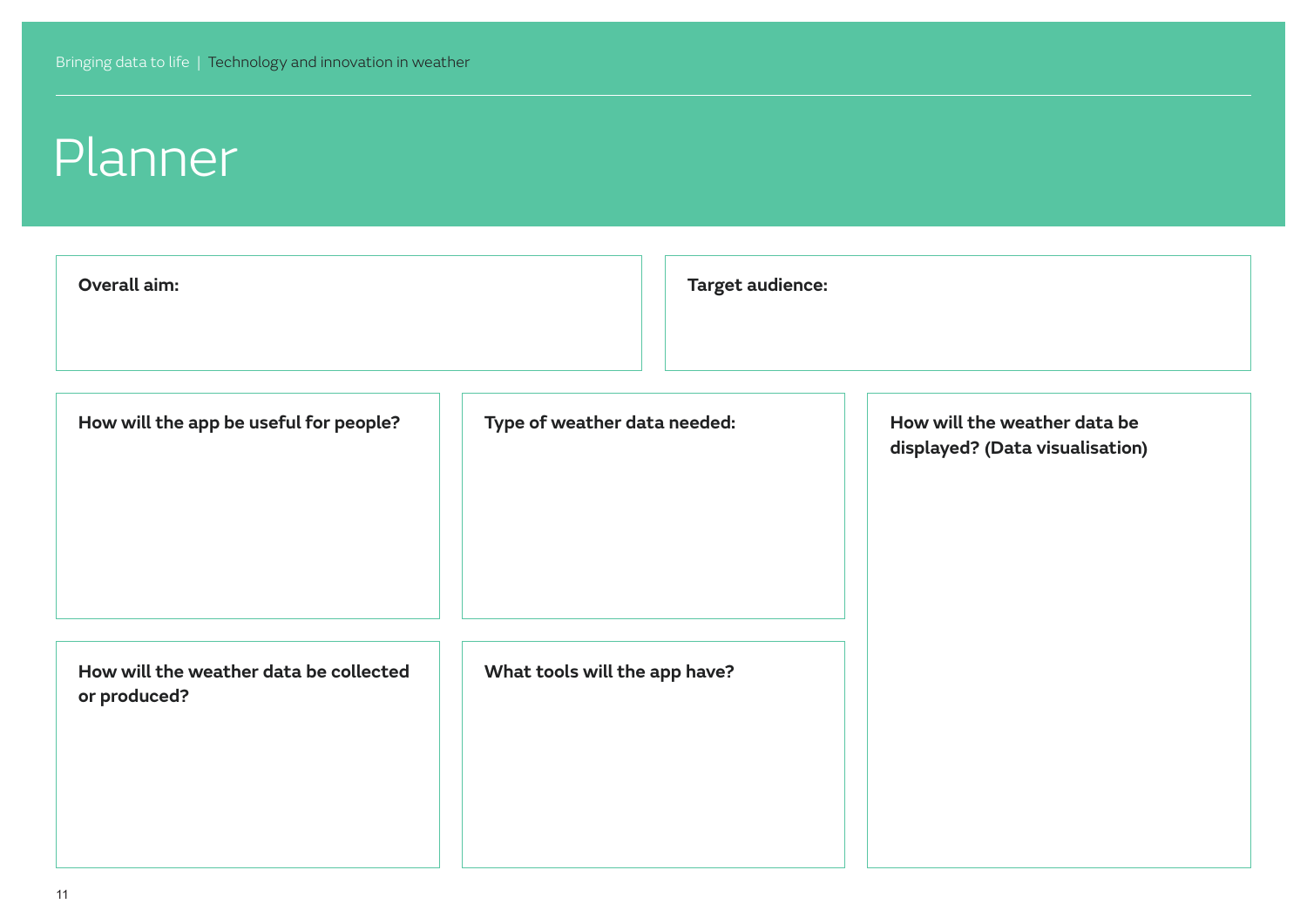# Planner

**Overall aim:**

**Target audience:**

**How will the app be useful for people?**

**Type of weather data needed:**

**How will the weather data be displayed? (Data visualisation)**

**How will the weather data be collected or produced?**

**What tools will the app have?**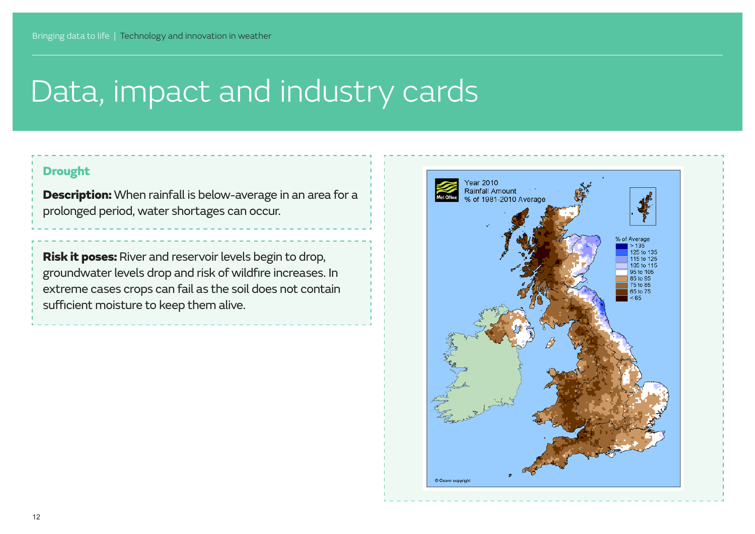# Data, impact and industry cards

## Drought

**Description:** When rainfall is below-average in an area for a prolonged period, water shortages can occur.

**Risk it poses:** River and reservoir levels begin to drop, groundwater levels drop and risk of wildfire increases. In extreme cases crops can fail as the soil does not contain sufficient moisture to keep them alive.

Year 2010
Rainfall Amount
% of 1981-2010 Average

| % of Average |
|---|
| > 135 |
| 125 to 135 |
| 115 to 125 |
| 105 to 115 |
| 95 to 105 |
| 85 to 95 |
| 75 to 85 |
| 65 to 75 |
| < 65 |

© Crown copyright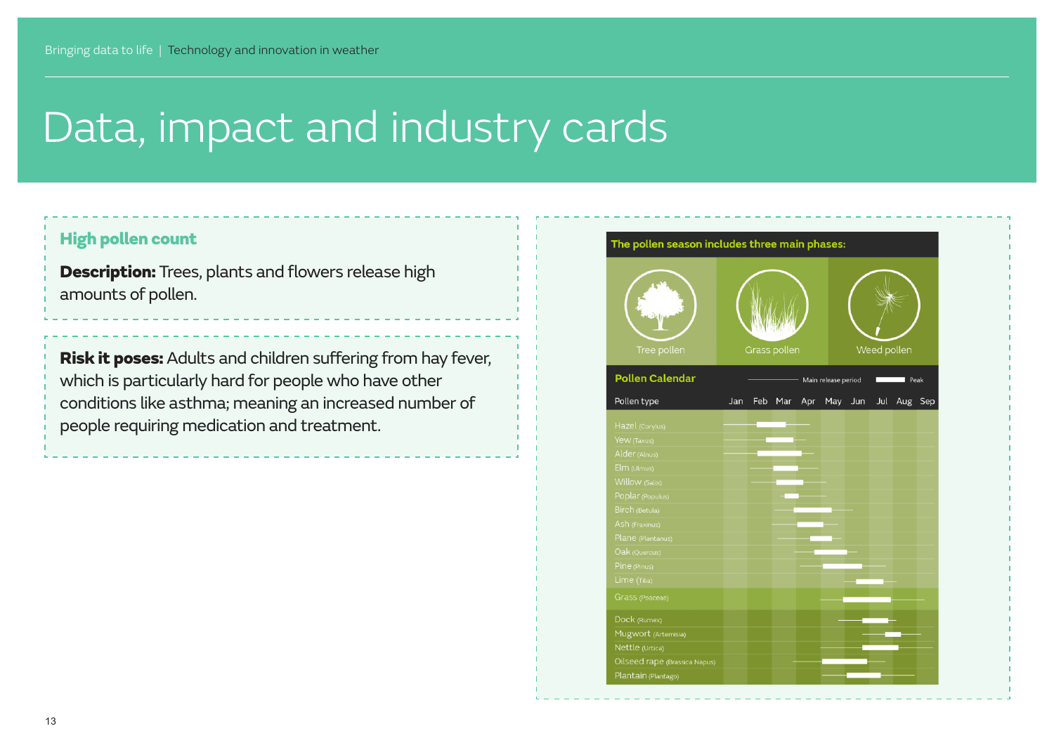# Data, impact and industry cards

## High pollen count

**Description:** Trees, plants and flowers release high amounts of pollen.

**Risk it poses:** Adults and children suffering from hay fever, which is particularly hard for people who have other conditions like asthma; meaning an increased number of people requiring medication and treatment.

**The pollen season includes three main phases:**

Tree pollen | Grass pollen | Weed pollen

**Pollen Calendar**

Main release period — Peak

| Pollen type | Jan | Feb | Mar | Apr | May | Jun | Jul | Aug | Sep |
|---|---|---|---|---|---|---|---|---|---|
| Hazel (Corylus) | | | | | | | | | |
| Yew (Taxus) | | | | | | | | | |
| Alder (Alnus) | | | | | | | | | |
| Elm (Ulmus) | | | | | | | | | |
| Willow (Salix) | | | | | | | | | |
| Poplar (Populus) | | | | | | | | | |
| Birch (Betula) | | | | | | | | | |
| Ash (Fraxinus) | | | | | | | | | |
| Plane (Plantanus) | | | | | | | | | |
| Oak (Quercus) | | | | | | | | | |
| Pine (Pinus) | | | | | | | | | |
| Lime (Tilia) | | | | | | | | | |
| Grass (Poaceae) | | | | | | | | | |
| Dock (Rumex) | | | | | | | | | |
| Mugwort (Artemisia) | | | | | | | | | |
| Nettle (Urtica) | | | | | | | | | |
| Oilseed rape (Brassica Napus) | | | | | | | | | |
| Plantain (Plantago) | | | | | | | | | |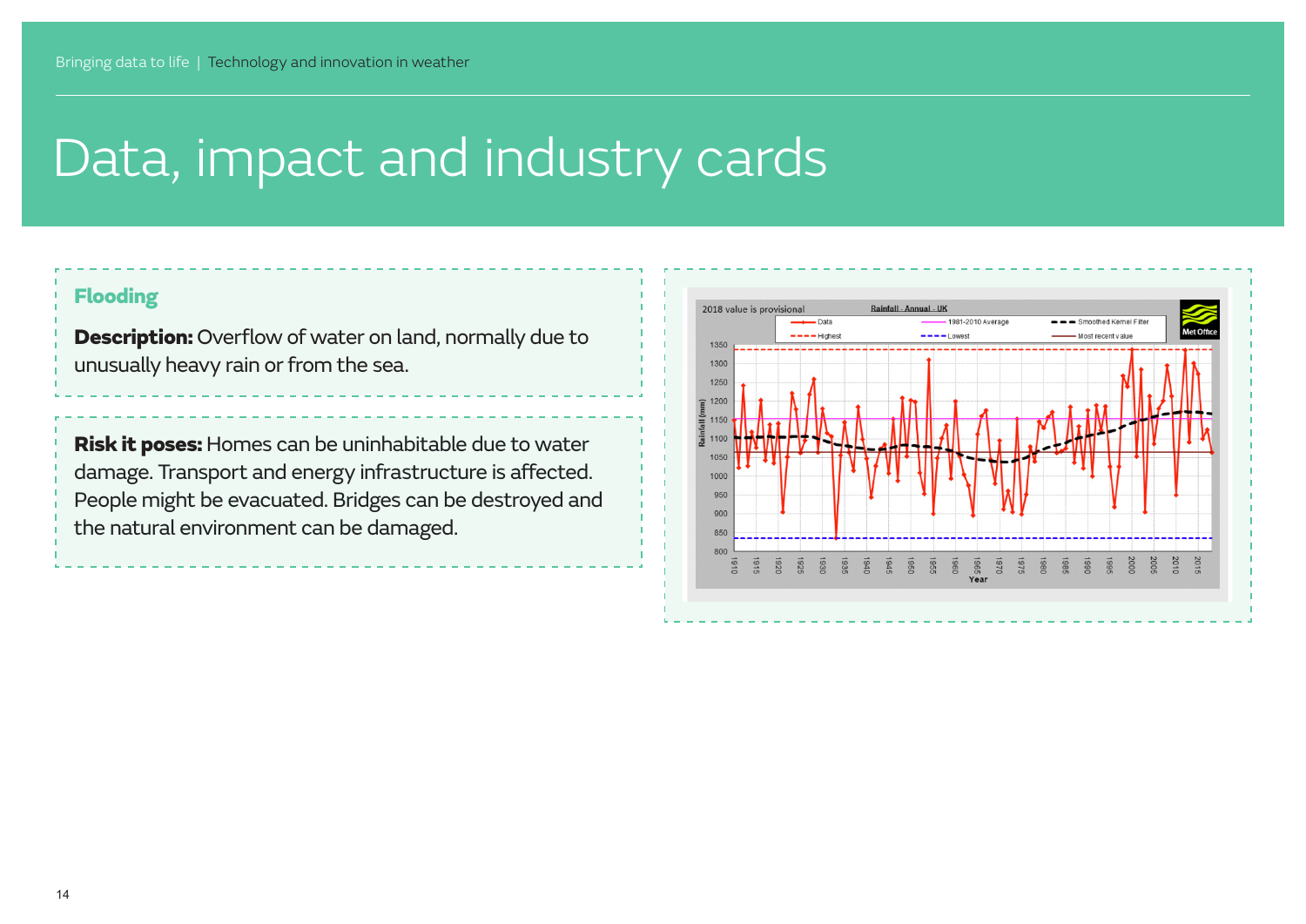# Data, impact and industry cards

## Flooding

**Description:** Overflow of water on land, normally due to unusually heavy rain or from the sea.

**Risk it poses:** Homes can be uninhabitable due to water damage. Transport and energy infrastructure is affected. People might be evacuated. Bridges can be destroyed and the natural environment can be damaged.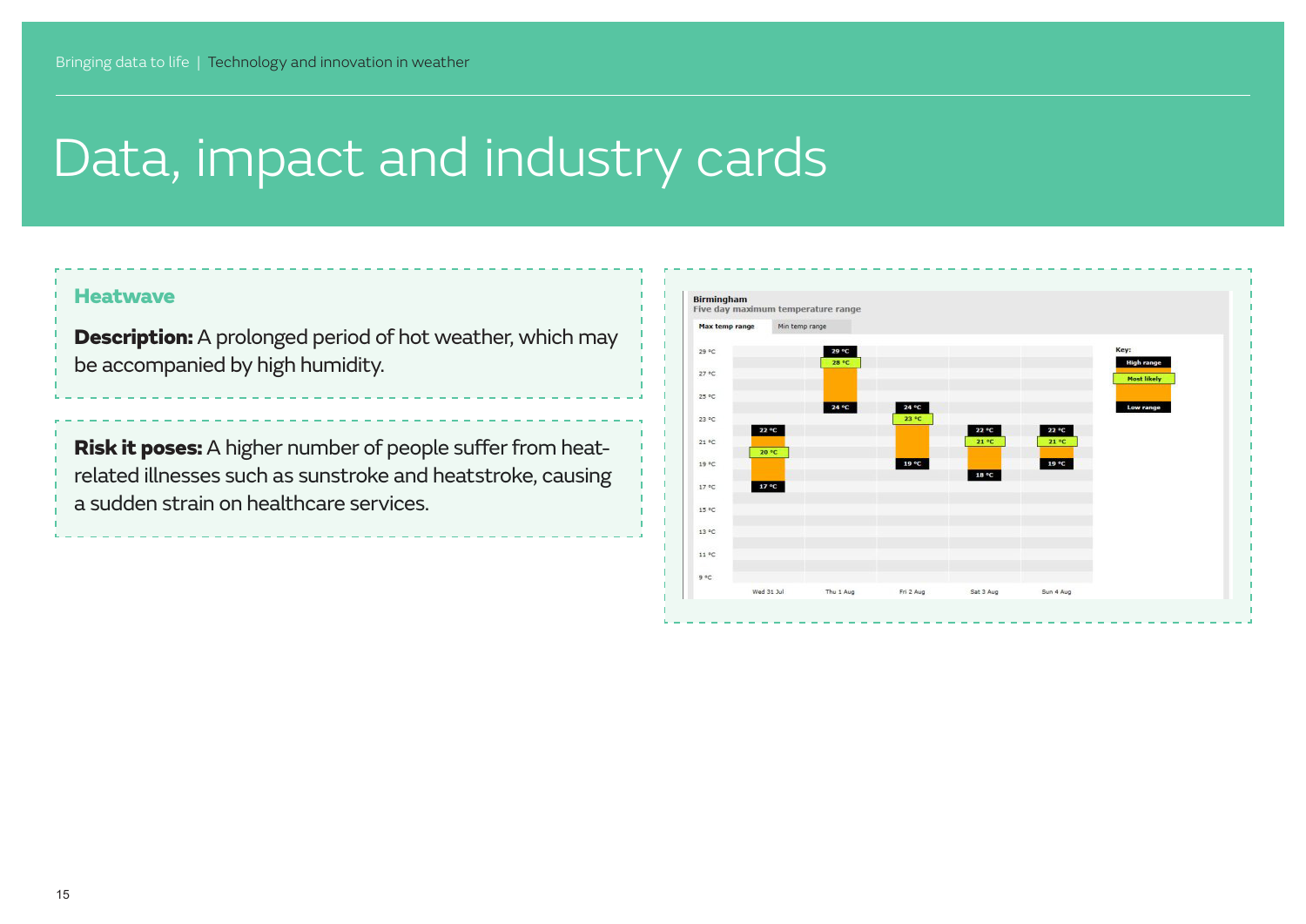# Data, impact and industry cards

## Heatwave

**Description:** A prolonged period of hot weather, which may be accompanied by high humidity.

**Risk it poses:** A higher number of people suffer from heat-related illnesses such as sunstroke and heatstroke, causing a sudden strain on healthcare services.

Birmingham
Five day maximum temperature range

Max temp range | Min temp range

| | Wed 31 Jul | Thu 1 Aug | Fri 2 Aug | Sat 3 Aug | Sun 4 Aug |
|---|---|---|---|---|---|
| High range | 22 °C | 29 °C | 24 °C | 22 °C | 22 °C |
| Most likely | 20 °C | 28 °C | 23 °C | 21 °C | 21 °C |
| Low range | 17 °C | 24 °C | 19 °C | 18 °C | 19 °C |

Key: High range, Most likely, Low range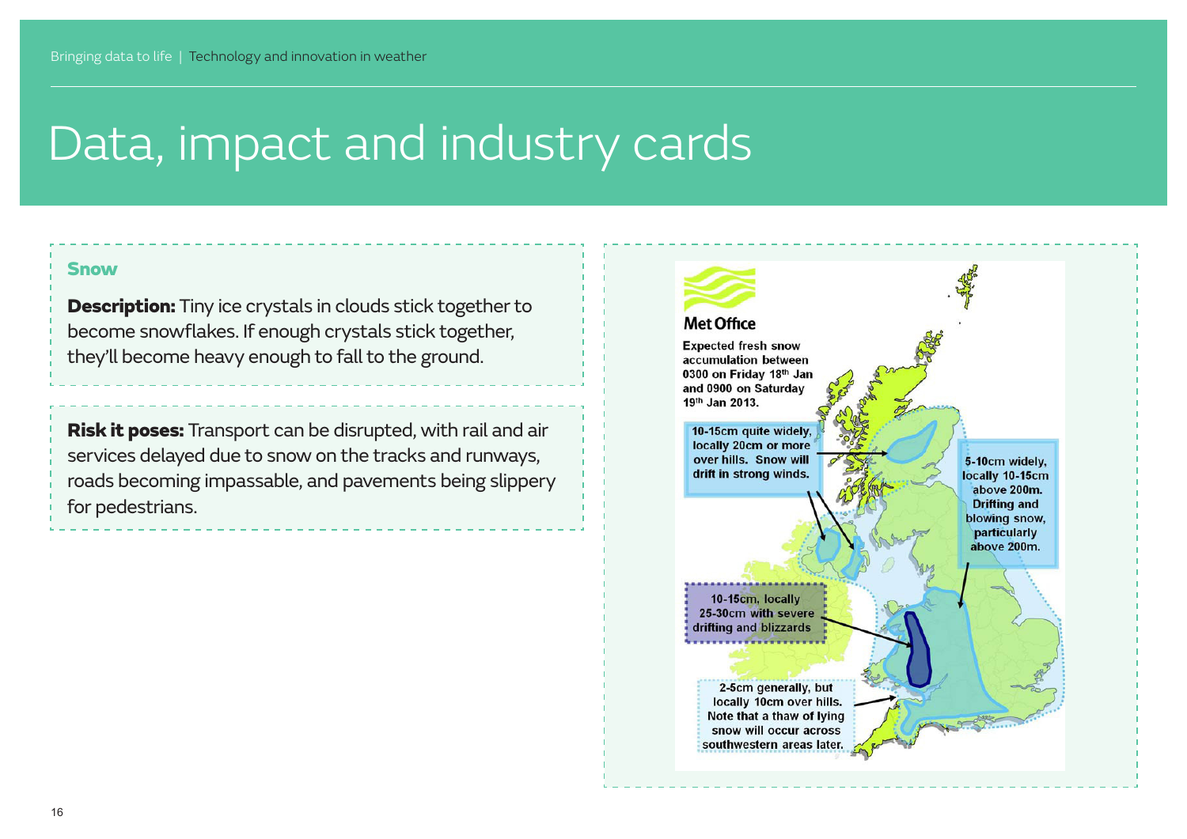# Data, impact and industry cards

## Snow

**Description:** Tiny ice crystals in clouds stick together to become snowflakes. If enough crystals stick together, they'll become heavy enough to fall to the ground.

**Risk it poses:** Transport can be disrupted, with rail and air services delayed due to snow on the tracks and runways, roads becoming impassable, and pavements being slippery for pedestrians.

Met Office

Expected fresh snow accumulation between 0300 on Friday 18th Jan and 0900 on Saturday 19th Jan 2013.

10-15cm quite widely, locally 20cm or more over hills. Snow will drift in strong winds.

5-10cm widely, locally 10-15cm above 200m. Drifting and blowing snow, particularly above 200m.

10-15cm, locally 25-30cm with severe drifting and blizzards

2-5cm generally, but locally 10cm over hills. Note that a thaw of lying snow will occur across southwestern areas later.